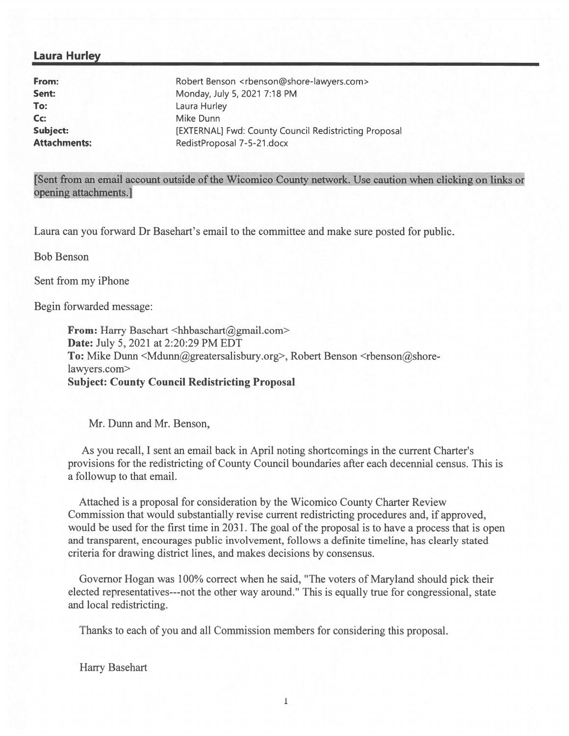## Laura Hurley

| | |
|---|---|
| **From:** | Robert Benson <rbenson@shore-lawyers.com> |
| **Sent:** | Monday, July 5, 2021 7:18 PM |
| **To:** | Laura Hurley |
| **Cc:** | Mike Dunn |
| **Subject:** | [EXTERNAL] Fwd: County Council Redistricting Proposal |
| **Attachments:** | RedistProposal 7-5-21.docx |

[Sent from an email account outside of the Wicomico County network. Use caution when clicking on links or opening attachments.]

Laura can you forward Dr Basehart's email to the committee and make sure posted for public.

Bob Benson

Sent from my iPhone

Begin forwarded message:

> **From:** Harry Baschart <hhbaschart@gmail.com>
> **Date:** July 5, 2021 at 2:20:29 PM EDT
> **To:** Mike Dunn <Mdunn@greatersalisbury.org>, Robert Benson <rbenson@shore-lawyers.com>
> **Subject: County Council Redistricting Proposal**
>
> Mr. Dunn and Mr. Benson,
>
> As you recall, I sent an email back in April noting shortcomings in the current Charter's provisions for the redistricting of County Council boundaries after each decennial census. This is a followup to that email.
>
> Attached is a proposal for consideration by the Wicomico County Charter Review Commission that would substantially revise current redistricting procedures and, if approved, would be used for the first time in 2031. The goal of the proposal is to have a process that is open and transparent, encourages public involvement, follows a definite timeline, has clearly stated criteria for drawing district lines, and makes decisions by consensus.
>
> Governor Hogan was 100% correct when he said, "The voters of Maryland should pick their elected representatives---not the other way around." This is equally true for congressional, state and local redistricting.
>
> Thanks to each of you and all Commission members for considering this proposal.
>
> Harry Basehart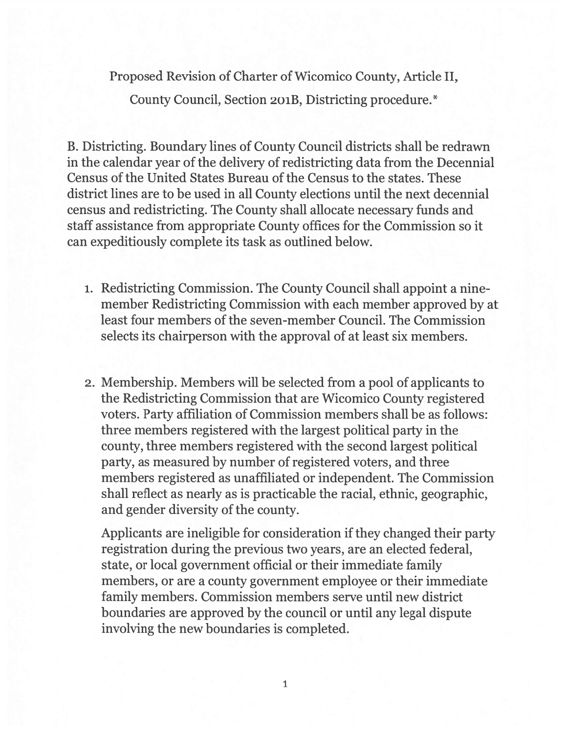Proposed Revision of Charter of Wicomico County, Article II, County Council, Section 201B, Districting procedure.*

B. Districting. Boundary lines of County Council districts shall be redrawn in the calendar year of the delivery of redistricting data from the Decennial Census of the United States Bureau of the Census to the states. These district lines are to be used in all County elections until the next decennial census and redistricting. The County shall allocate necessary funds and staff assistance from appropriate County offices for the Commission so it can expeditiously complete its task as outlined below.

1. Redistricting Commission. The County Council shall appoint a nine-member Redistricting Commission with each member approved by at least four members of the seven-member Council. The Commission selects its chairperson with the approval of at least six members.

2. Membership. Members will be selected from a pool of applicants to the Redistricting Commission that are Wicomico County registered voters. Party affiliation of Commission members shall be as follows: three members registered with the largest political party in the county, three members registered with the second largest political party, as measured by number of registered voters, and three members registered as unaffiliated or independent. The Commission shall reflect as nearly as is practicable the racial, ethnic, geographic, and gender diversity of the county.

   Applicants are ineligible for consideration if they changed their party registration during the previous two years, are an elected federal, state, or local government official or their immediate family members, or are a county government employee or their immediate family members. Commission members serve until new district boundaries are approved by the council or until any legal dispute involving the new boundaries is completed.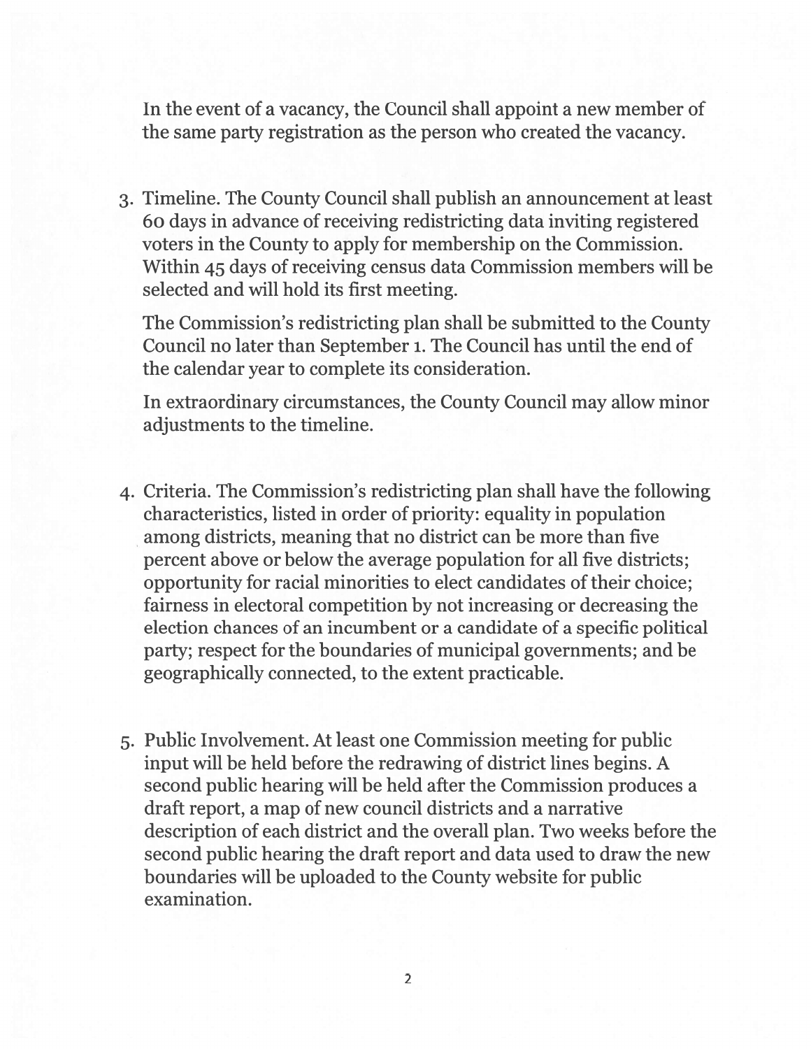In the event of a vacancy, the Council shall appoint a new member of the same party registration as the person who created the vacancy.

3. Timeline. The County Council shall publish an announcement at least 60 days in advance of receiving redistricting data inviting registered voters in the County to apply for membership on the Commission. Within 45 days of receiving census data Commission members will be selected and will hold its first meeting.

   The Commission's redistricting plan shall be submitted to the County Council no later than September 1. The Council has until the end of the calendar year to complete its consideration.

   In extraordinary circumstances, the County Council may allow minor adjustments to the timeline.

4. Criteria. The Commission's redistricting plan shall have the following characteristics, listed in order of priority: equality in population among districts, meaning that no district can be more than five percent above or below the average population for all five districts; opportunity for racial minorities to elect candidates of their choice; fairness in electoral competition by not increasing or decreasing the election chances of an incumbent or a candidate of a specific political party; respect for the boundaries of municipal governments; and be geographically connected, to the extent practicable.

5. Public Involvement. At least one Commission meeting for public input will be held before the redrawing of district lines begins. A second public hearing will be held after the Commission produces a draft report, a map of new council districts and a narrative description of each district and the overall plan. Two weeks before the second public hearing the draft report and data used to draw the new boundaries will be uploaded to the County website for public examination.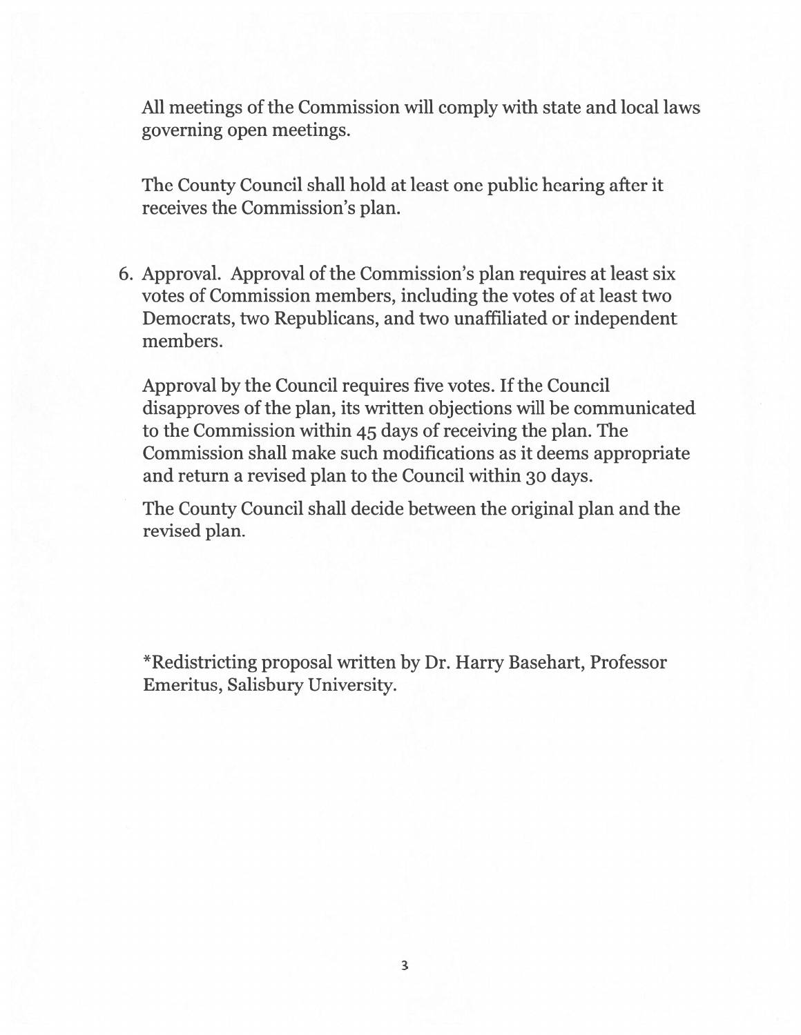All meetings of the Commission will comply with state and local laws governing open meetings.

The County Council shall hold at least one public hearing after it receives the Commission's plan.

6. Approval. Approval of the Commission's plan requires at least six votes of Commission members, including the votes of at least two Democrats, two Republicans, and two unaffiliated or independent members.

   Approval by the Council requires five votes. If the Council disapproves of the plan, its written objections will be communicated to the Commission within 45 days of receiving the plan. The Commission shall make such modifications as it deems appropriate and return a revised plan to the Council within 30 days.

   The County Council shall decide between the original plan and the revised plan.

*Redistricting proposal written by Dr. Harry Basehart, Professor Emeritus, Salisbury University.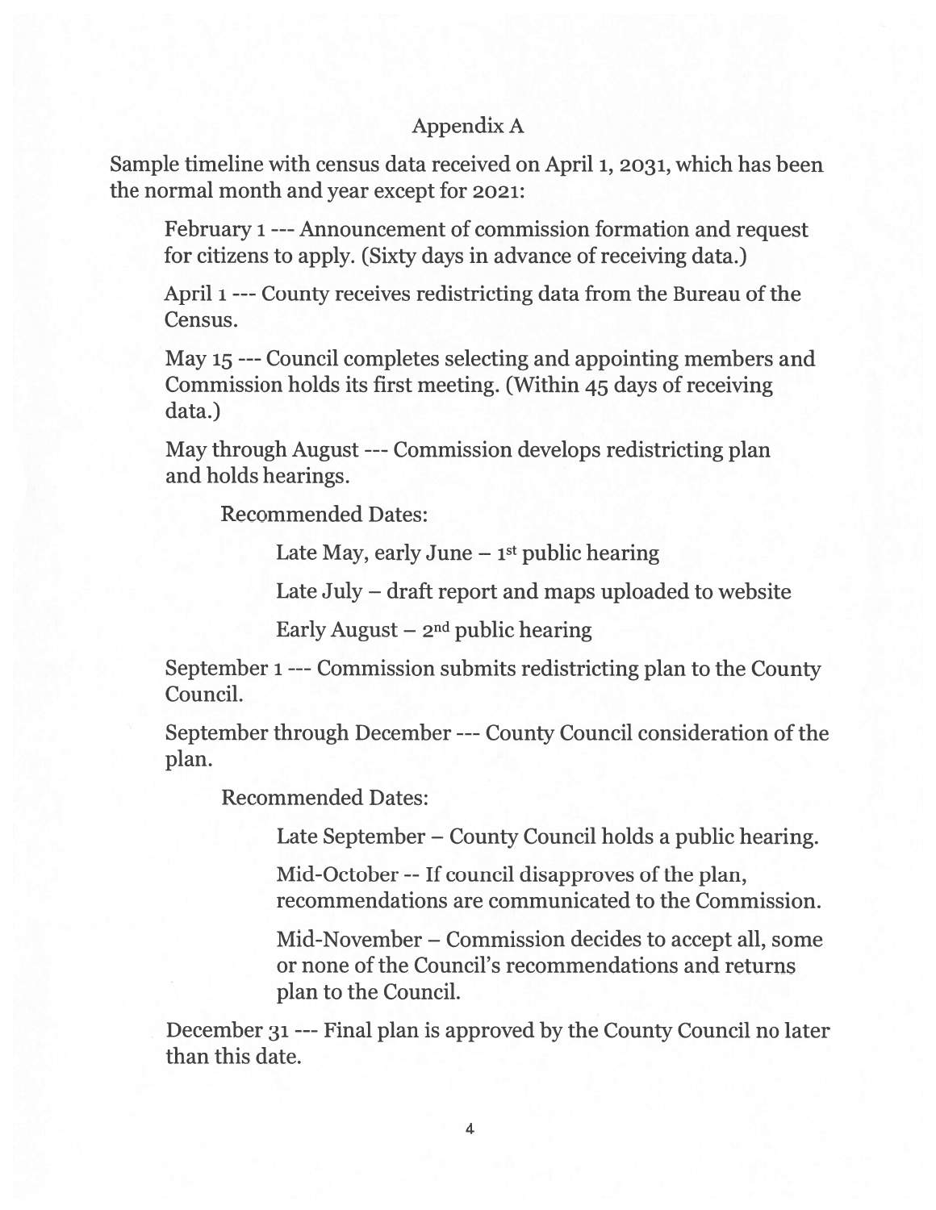## Appendix A

Sample timeline with census data received on April 1, 2031, which has been the normal month and year except for 2021:

February 1 --- Announcement of commission formation and request for citizens to apply. (Sixty days in advance of receiving data.)

April 1 --- County receives redistricting data from the Bureau of the Census.

May 15 --- Council completes selecting and appointing members and Commission holds its first meeting. (Within 45 days of receiving data.)

May through August --- Commission develops redistricting plan and holds hearings.

Recommended Dates:

Late May, early June – 1st public hearing

Late July – draft report and maps uploaded to website

Early August – 2nd public hearing

September 1 --- Commission submits redistricting plan to the County Council.

September through December --- County Council consideration of the plan.

Recommended Dates:

Late September – County Council holds a public hearing.

Mid-October -- If council disapproves of the plan, recommendations are communicated to the Commission.

Mid-November – Commission decides to accept all, some or none of the Council's recommendations and returns plan to the Council.

December 31 --- Final plan is approved by the County Council no later than this date.